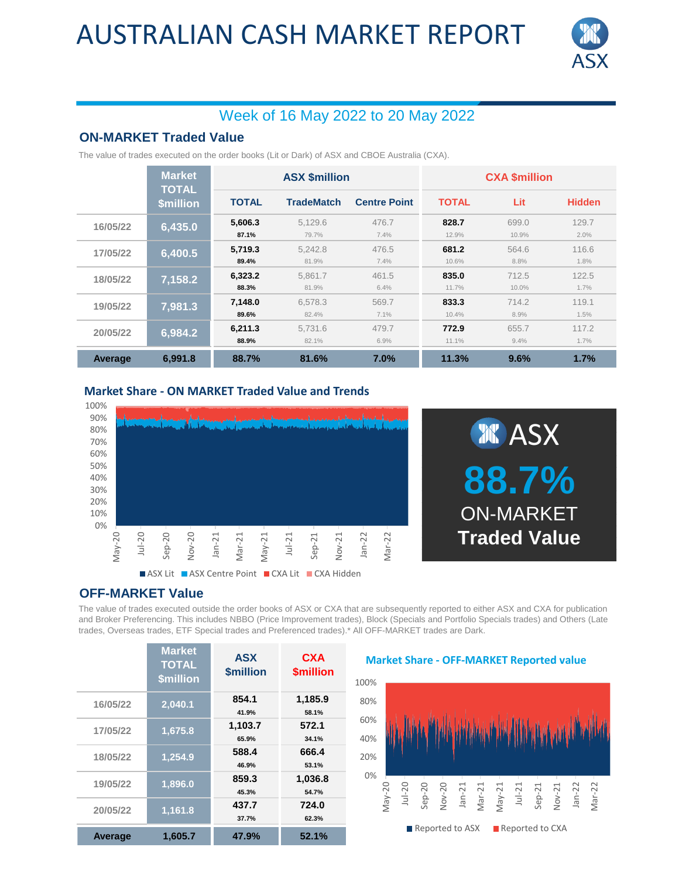# AUSTRALIAN CASH MARKET REPORT

## Week of 16 May 2022 to 20 May 2022

### ON-MARKET Traded Value

The value of trades executed on the order books (Lit or Dark) of ASX and CBOE Australia (CXA).

| | Market TOTAL $million | ASX $million | | | CXA $million | | |
|---|---|---|---|---|---|---|---|
| | | TOTAL | TradeMatch | Centre Point | TOTAL | Lit | Hidden |
| 16/05/22 | 6,435.0 | 5,606.3<br>87.1% | 5,129.6<br>79.7% | 476.7<br>7.4% | 828.7<br>12.9% | 699.0<br>10.9% | 129.7<br>2.0% |
| 17/05/22 | 6,400.5 | 5,719.3<br>89.4% | 5,242.8<br>81.9% | 476.5<br>7.4% | 681.2<br>10.6% | 564.6<br>8.8% | 116.6<br>1.8% |
| 18/05/22 | 7,158.2 | 6,323.2<br>88.3% | 5,861.7<br>81.9% | 461.5<br>6.4% | 835.0<br>11.7% | 712.5<br>10.0% | 122.5<br>1.7% |
| 19/05/22 | 7,981.3 | 7,148.0<br>89.6% | 6,578.3<br>82.4% | 569.7<br>7.1% | 833.3<br>10.4% | 714.2<br>8.9% | 119.1<br>1.5% |
| 20/05/22 | 6,984.2 | 6,211.3<br>88.9% | 5,731.6<br>82.1% | 479.7<br>6.9% | 772.9<br>11.1% | 655.7<br>9.4% | 117.2<br>1.7% |
| **Average** | **6,991.8** | **88.7%** | **81.6%** | **7.0%** | **11.3%** | **9.6%** | **1.7%** |

### Market Share - ON MARKET Traded Value and Trends

ASX Lit | ASX Centre Point | CXA Lit | CXA Hidden

ASX **88.7%** ON-MARKET **Traded Value**

### OFF-MARKET Value

The value of trades executed outside the order books of ASX or CXA that are subsequently reported to either ASX and CXA for publication and Broker Preferencing. This includes NBBO (Price Improvement trades), Block (Specials and Portfolio Specials trades) and Others (Late trades, Overseas trades, ETF Special trades and Preferenced trades).* All OFF-MARKET trades are Dark.

| | Market TOTAL $million | ASX $million | CXA $million |
|---|---|---|---|
| 16/05/22 | 2,040.1 | 854.1<br>41.9% | 1,185.9<br>58.1% |
| 17/05/22 | 1,675.8 | 1,103.7<br>65.9% | 572.1<br>34.1% |
| 18/05/22 | 1,254.9 | 588.4<br>46.9% | 666.4<br>53.1% |
| 19/05/22 | 1,896.0 | 859.3<br>45.3% | 1,036.8<br>54.7% |
| 20/05/22 | 1,161.8 | 437.7<br>37.7% | 724.0<br>62.3% |
| **Average** | **1,605.7** | **47.9%** | **52.1%** |

### Market Share - OFF-MARKET Reported value

Reported to ASX | Reported to CXA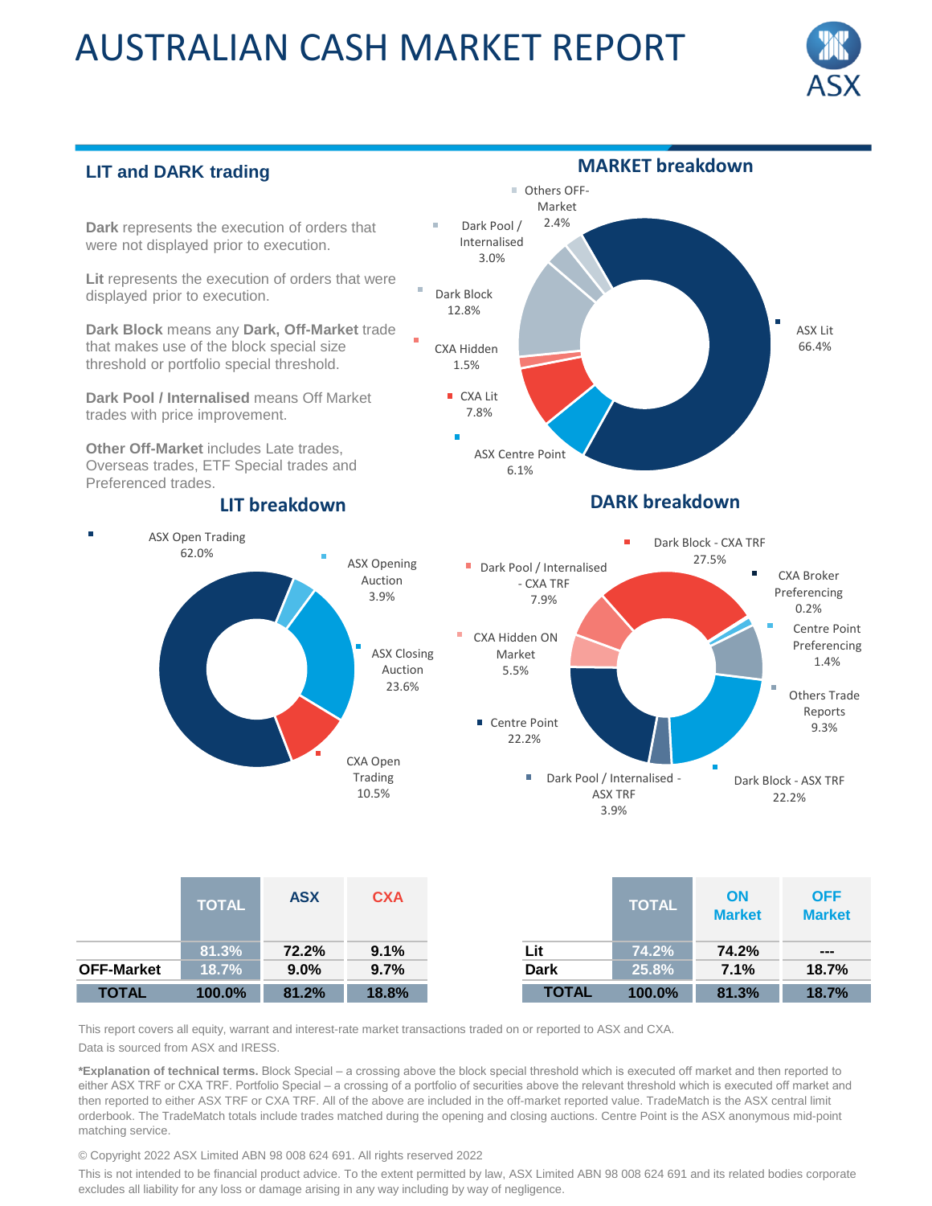# AUSTRALIAN CASH MARKET REPORT

## LIT and DARK trading

**Dark** represents the execution of orders that were not displayed prior to execution.

**Lit** represents the execution of orders that were displayed prior to execution.

**Dark Block** means any **Dark, Off-Market** trade that makes use of the block special size threshold or portfolio special threshold.

**Dark Pool / Internalised** means Off Market trades with price improvement.

**Other Off-Market** includes Late trades, Overseas trades, ETF Special trades and Preferenced trades.

## MARKET breakdown

ASX Lit 66.4%
ASX Centre Point 6.1%
CXA Lit 7.8%
CXA Hidden 1.5%
Dark Block 12.8%
Dark Pool / Internalised 3.0%
Others OFF-Market 2.4%

## LIT breakdown

ASX Open Trading 62.0%
ASX Opening Auction 3.9%
ASX Closing Auction 23.6%
CXA Open Trading 10.5%

## DARK breakdown

Dark Block - CXA TRF 27.5%
CXA Broker Preferencing 0.2%
Centre Point Preferencing 1.4%
Others Trade Reports 9.3%
Dark Block - ASX TRF 22.2%
Dark Pool / Internalised - ASX TRF 3.9%
Centre Point 22.2%
CXA Hidden ON Market 5.5%
Dark Pool / Internalised - CXA TRF 7.9%

| | TOTAL | ASX | CXA |
|---|---|---|---|
| | 81.3% | 72.2% | 9.1% |
| OFF-Market | 18.7% | 9.0% | 9.7% |
| TOTAL | 100.0% | 81.2% | 18.8% |

| | TOTAL | ON Market | OFF Market |
|---|---|---|---|
| Lit | 74.2% | 74.2% | --- |
| Dark | 25.8% | 7.1% | 18.7% |
| TOTAL | 100.0% | 81.3% | 18.7% |

This report covers all equity, warrant and interest-rate market transactions traded on or reported to ASX and CXA.

Data is sourced from ASX and IRESS.

***Explanation of technical terms.** Block Special – a crossing above the block special threshold which is executed off market and then reported to either ASX TRF or CXA TRF. Portfolio Special – a crossing of a portfolio of securities above the relevant threshold which is executed off market and then reported to either ASX TRF or CXA TRF. All of the above are included in the off-market reported value. TradeMatch is the ASX central limit orderbook. The TradeMatch totals include trades matched during the opening and closing auctions. Centre Point is the ASX anonymous mid-point matching service.

© Copyright 2022 ASX Limited ABN 98 008 624 691. All rights reserved 2022

This is not intended to be financial product advice. To the extent permitted by law, ASX Limited ABN 98 008 624 691 and its related bodies corporate excludes all liability for any loss or damage arising in any way including by way of negligence.